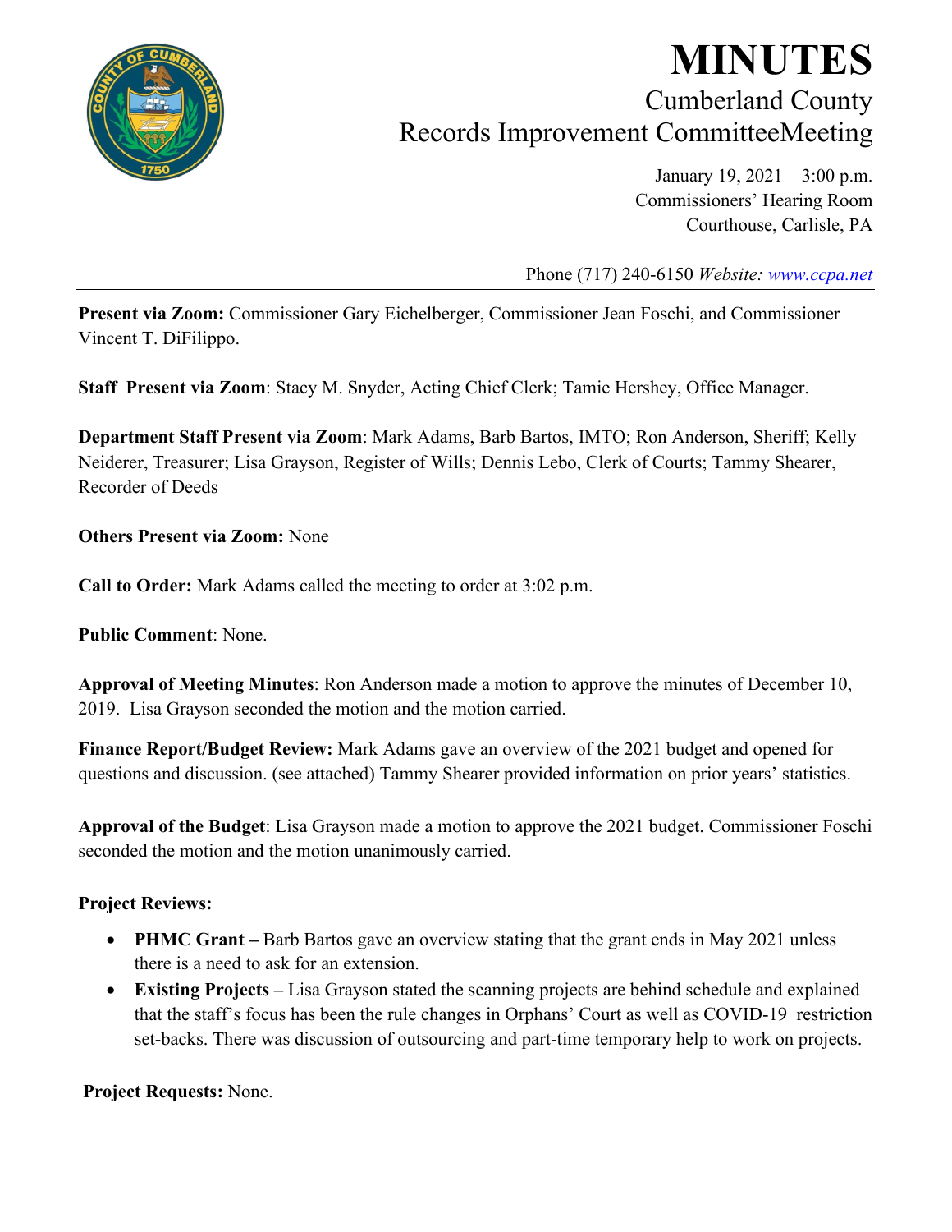# MINUTES

## Cumberland County
## Records Improvement CommitteeMeeting

January 19, 2021 – 3:00 p.m.
Commissioners' Hearing Room
Courthouse, Carlisle, PA

Phone (717) 240-6150 *Website: www.ccpa.net*

---

**Present via Zoom:** Commissioner Gary Eichelberger, Commissioner Jean Foschi, and Commissioner Vincent T. DiFilippo.

**Staff Present via Zoom**: Stacy M. Snyder, Acting Chief Clerk; Tamie Hershey, Office Manager.

**Department Staff Present via Zoom**: Mark Adams, Barb Bartos, IMTO; Ron Anderson, Sheriff; Kelly Neiderer, Treasurer; Lisa Grayson, Register of Wills; Dennis Lebo, Clerk of Courts; Tammy Shearer, Recorder of Deeds

**Others Present via Zoom:** None

**Call to Order:** Mark Adams called the meeting to order at 3:02 p.m.

**Public Comment**: None.

**Approval of Meeting Minutes**: Ron Anderson made a motion to approve the minutes of December 10, 2019. Lisa Grayson seconded the motion and the motion carried.

**Finance Report/Budget Review:** Mark Adams gave an overview of the 2021 budget and opened for questions and discussion. (see attached) Tammy Shearer provided information on prior years' statistics.

**Approval of the Budget**: Lisa Grayson made a motion to approve the 2021 budget. Commissioner Foschi seconded the motion and the motion unanimously carried.

**Project Reviews:**

- **PHMC Grant –** Barb Bartos gave an overview stating that the grant ends in May 2021 unless there is a need to ask for an extension.
- **Existing Projects –** Lisa Grayson stated the scanning projects are behind schedule and explained that the staff's focus has been the rule changes in Orphans' Court as well as COVID-19 restriction set-backs. There was discussion of outsourcing and part-time temporary help to work on projects.

**Project Requests:** None.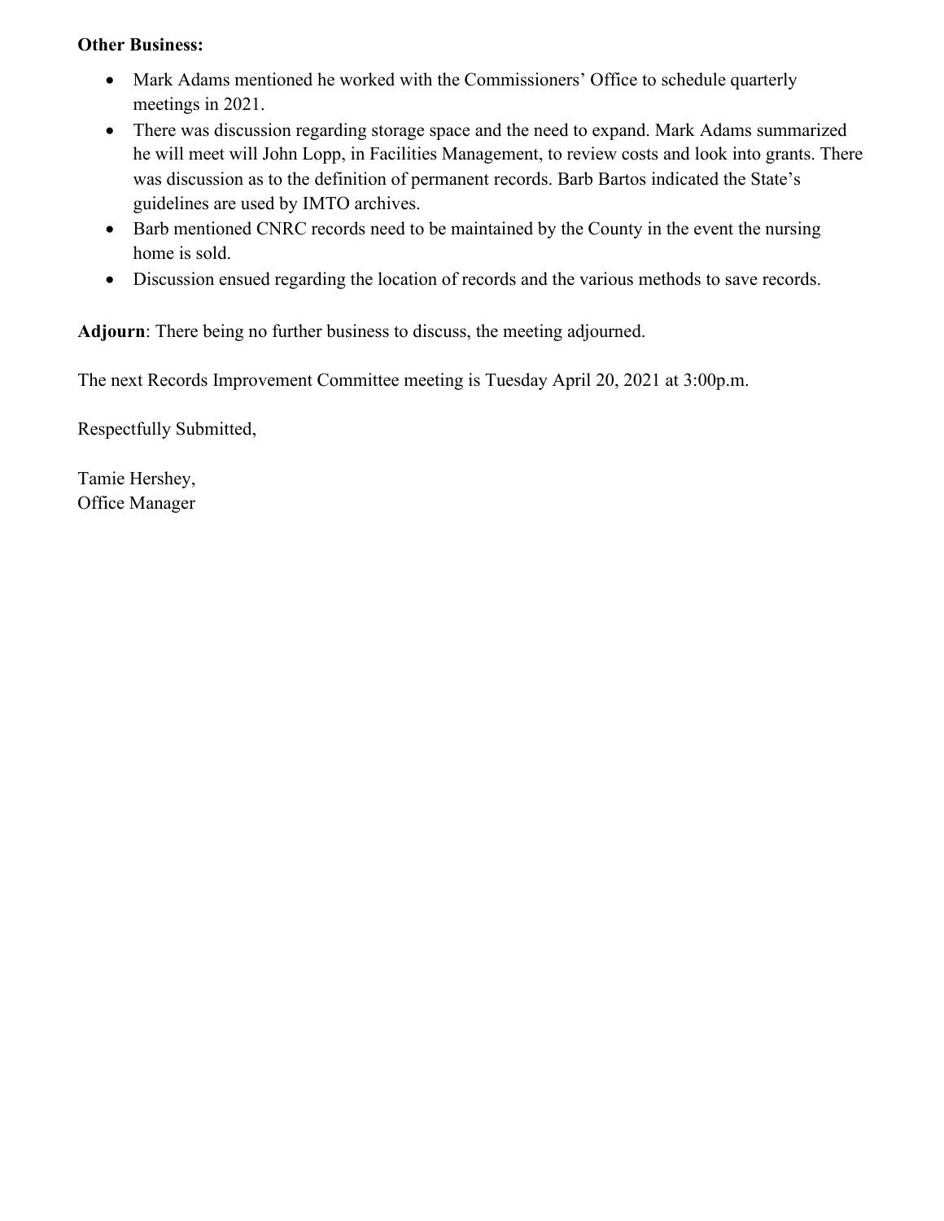**Other Business:**

- Mark Adams mentioned he worked with the Commissioners' Office to schedule quarterly meetings in 2021.
- There was discussion regarding storage space and the need to expand. Mark Adams summarized he will meet will John Lopp, in Facilities Management, to review costs and look into grants. There was discussion as to the definition of permanent records. Barb Bartos indicated the State's guidelines are used by IMTO archives.
- Barb mentioned CNRC records need to be maintained by the County in the event the nursing home is sold.
- Discussion ensued regarding the location of records and the various methods to save records.

**Adjourn**: There being no further business to discuss, the meeting adjourned.

The next Records Improvement Committee meeting is Tuesday April 20, 2021 at 3:00p.m.

Respectfully Submitted,

Tamie Hershey,
Office Manager